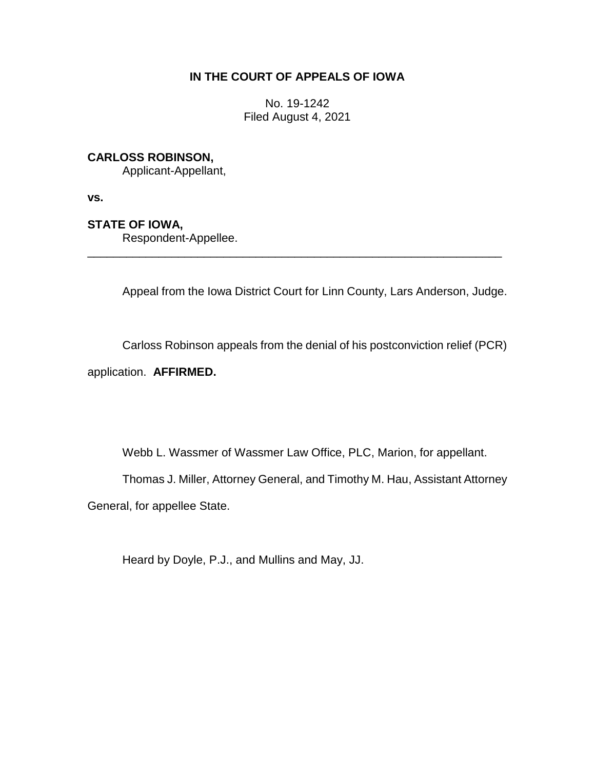# IN THE COURT OF APPEALS OF IOWA

No. 19-1242
Filed August 4, 2021

**CARLOSS ROBINSON,**
Applicant-Appellant,

**vs.**

**STATE OF IOWA,**
Respondent-Appellee.

---

Appeal from the Iowa District Court for Linn County, Lars Anderson, Judge.

Carloss Robinson appeals from the denial of his postconviction relief (PCR) application. **AFFIRMED.**

Webb L. Wassmer of Wassmer Law Office, PLC, Marion, for appellant.

Thomas J. Miller, Attorney General, and Timothy M. Hau, Assistant Attorney General, for appellee State.

Heard by Doyle, P.J., and Mullins and May, JJ.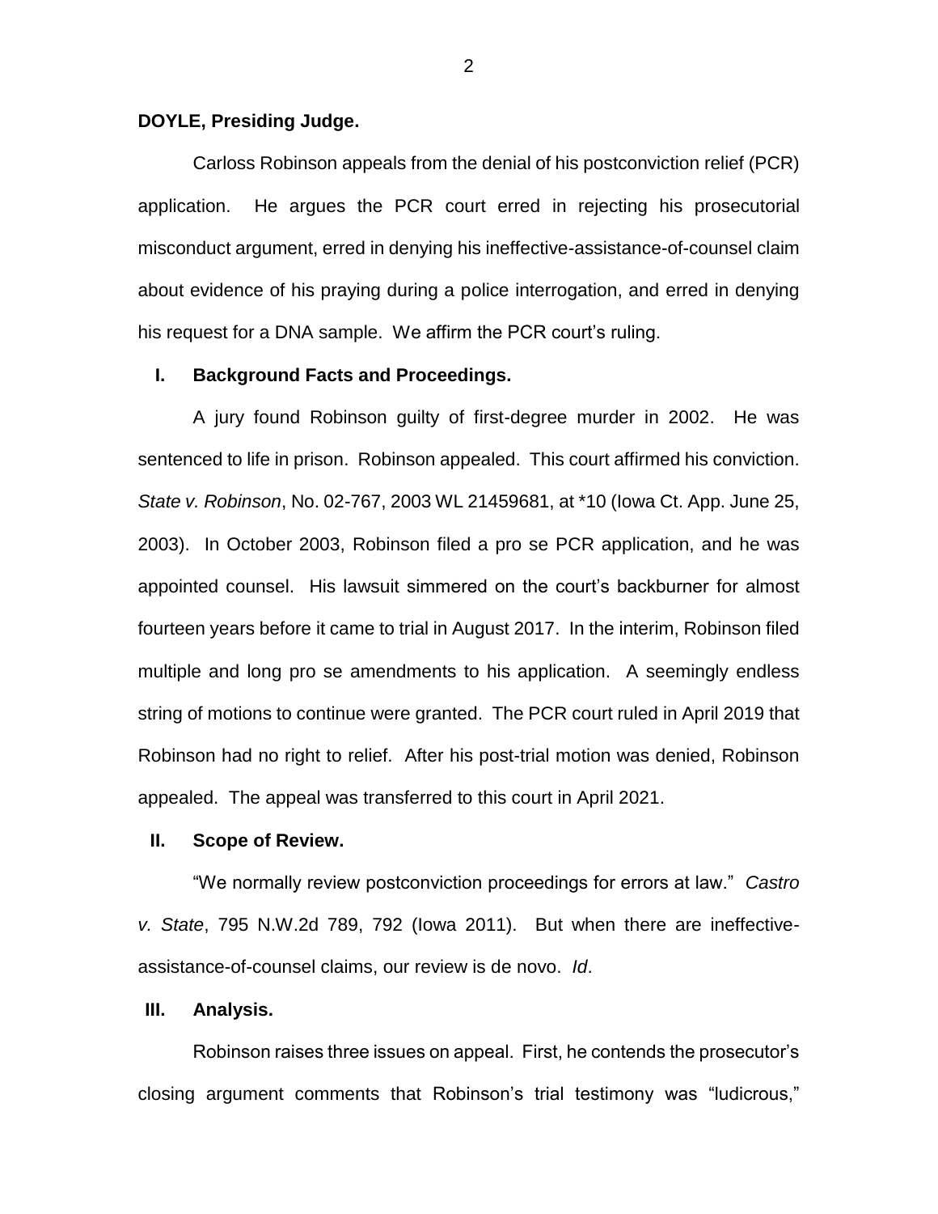**DOYLE, Presiding Judge.**

Carloss Robinson appeals from the denial of his postconviction relief (PCR) application. He argues the PCR court erred in rejecting his prosecutorial misconduct argument, erred in denying his ineffective-assistance-of-counsel claim about evidence of his praying during a police interrogation, and erred in denying his request for a DNA sample. We affirm the PCR court's ruling.

## I. Background Facts and Proceedings.

A jury found Robinson guilty of first-degree murder in 2002. He was sentenced to life in prison. Robinson appealed. This court affirmed his conviction. *State v. Robinson*, No. 02-767, 2003 WL 21459681, at *10 (Iowa Ct. App. June 25, 2003). In October 2003, Robinson filed a pro se PCR application, and he was appointed counsel. His lawsuit simmered on the court's backburner for almost fourteen years before it came to trial in August 2017. In the interim, Robinson filed multiple and long pro se amendments to his application. A seemingly endless string of motions to continue were granted. The PCR court ruled in April 2019 that Robinson had no right to relief. After his post-trial motion was denied, Robinson appealed. The appeal was transferred to this court in April 2021.

## II. Scope of Review.

"We normally review postconviction proceedings for errors at law." *Castro v. State*, 795 N.W.2d 789, 792 (Iowa 2011). But when there are ineffective-assistance-of-counsel claims, our review is de novo. *Id*.

## III. Analysis.

Robinson raises three issues on appeal. First, he contends the prosecutor's closing argument comments that Robinson's trial testimony was "ludicrous,"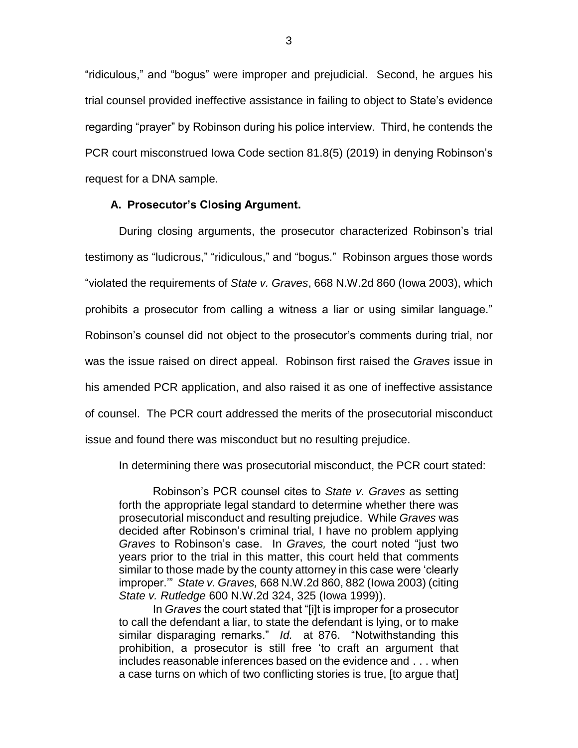"ridiculous," and "bogus" were improper and prejudicial. Second, he argues his trial counsel provided ineffective assistance in failing to object to State's evidence regarding "prayer" by Robinson during his police interview. Third, he contends the PCR court misconstrued Iowa Code section 81.8(5) (2019) in denying Robinson's request for a DNA sample.

### A. Prosecutor's Closing Argument.

During closing arguments, the prosecutor characterized Robinson's trial testimony as "ludicrous," "ridiculous," and "bogus." Robinson argues those words "violated the requirements of *State v. Graves*, 668 N.W.2d 860 (Iowa 2003), which prohibits a prosecutor from calling a witness a liar or using similar language." Robinson's counsel did not object to the prosecutor's comments during trial, nor was the issue raised on direct appeal. Robinson first raised the *Graves* issue in his amended PCR application, and also raised it as one of ineffective assistance of counsel. The PCR court addressed the merits of the prosecutorial misconduct issue and found there was misconduct but no resulting prejudice.

In determining there was prosecutorial misconduct, the PCR court stated:

> Robinson's PCR counsel cites to *State v. Graves* as setting forth the appropriate legal standard to determine whether there was prosecutorial misconduct and resulting prejudice. While *Graves* was decided after Robinson's criminal trial, I have no problem applying *Graves* to Robinson's case. In *Graves,* the court noted "just two years prior to the trial in this matter, this court held that comments similar to those made by the county attorney in this case were 'clearly improper.'" *State v. Graves,* 668 N.W.2d 860, 882 (Iowa 2003) (citing *State v. Rutledge* 600 N.W.2d 324, 325 (Iowa 1999)).
>
> In *Graves* the court stated that "[i]t is improper for a prosecutor to call the defendant a liar, to state the defendant is lying, or to make similar disparaging remarks." *Id.* at 876. "Notwithstanding this prohibition, a prosecutor is still free 'to craft an argument that includes reasonable inferences based on the evidence and . . . when a case turns on which of two conflicting stories is true, [to argue that]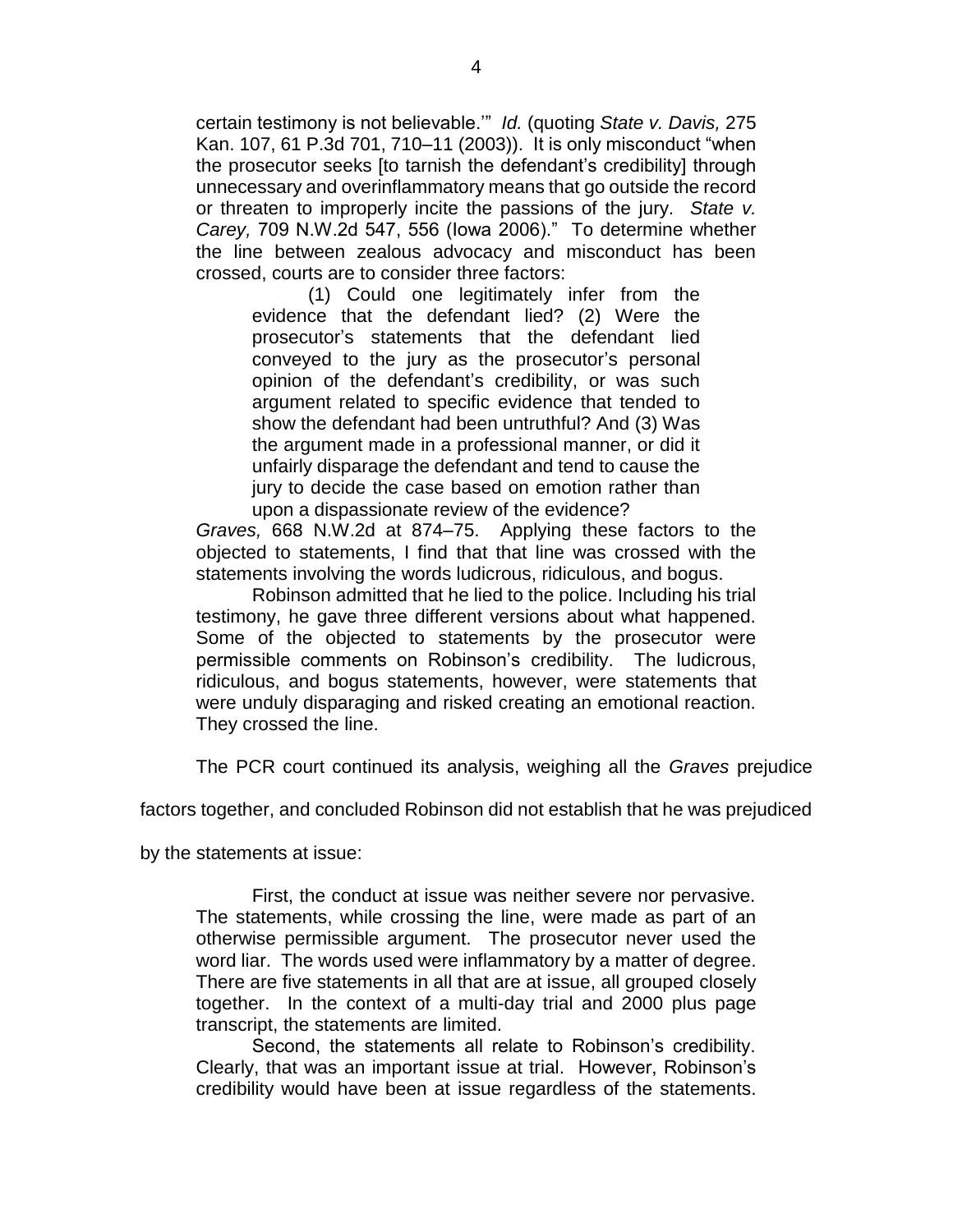certain testimony is not believable.'" *Id.* (quoting *State v. Davis,* 275 Kan. 107, 61 P.3d 701, 710–11 (2003)). It is only misconduct "when the prosecutor seeks [to tarnish the defendant's credibility] through unnecessary and overinflammatory means that go outside the record or threaten to improperly incite the passions of the jury. *State v. Carey,* 709 N.W.2d 547, 556 (Iowa 2006)." To determine whether the line between zealous advocacy and misconduct has been crossed, courts are to consider three factors:

> (1) Could one legitimately infer from the evidence that the defendant lied? (2) Were the prosecutor's statements that the defendant lied conveyed to the jury as the prosecutor's personal opinion of the defendant's credibility, or was such argument related to specific evidence that tended to show the defendant had been untruthful? And (3) Was the argument made in a professional manner, or did it unfairly disparage the defendant and tend to cause the jury to decide the case based on emotion rather than upon a dispassionate review of the evidence?

*Graves,* 668 N.W.2d at 874–75. Applying these factors to the objected to statements, I find that that line was crossed with the statements involving the words ludicrous, ridiculous, and bogus.

Robinson admitted that he lied to the police. Including his trial testimony, he gave three different versions about what happened. Some of the objected to statements by the prosecutor were permissible comments on Robinson's credibility. The ludicrous, ridiculous, and bogus statements, however, were statements that were unduly disparaging and risked creating an emotional reaction. They crossed the line.

The PCR court continued its analysis, weighing all the *Graves* prejudice factors together, and concluded Robinson did not establish that he was prejudiced by the statements at issue:

> First, the conduct at issue was neither severe nor pervasive. The statements, while crossing the line, were made as part of an otherwise permissible argument. The prosecutor never used the word liar. The words used were inflammatory by a matter of degree. There are five statements in all that are at issue, all grouped closely together. In the context of a multi-day trial and 2000 plus page transcript, the statements are limited.
>
> Second, the statements all relate to Robinson's credibility. Clearly, that was an important issue at trial. However, Robinson's credibility would have been at issue regardless of the statements.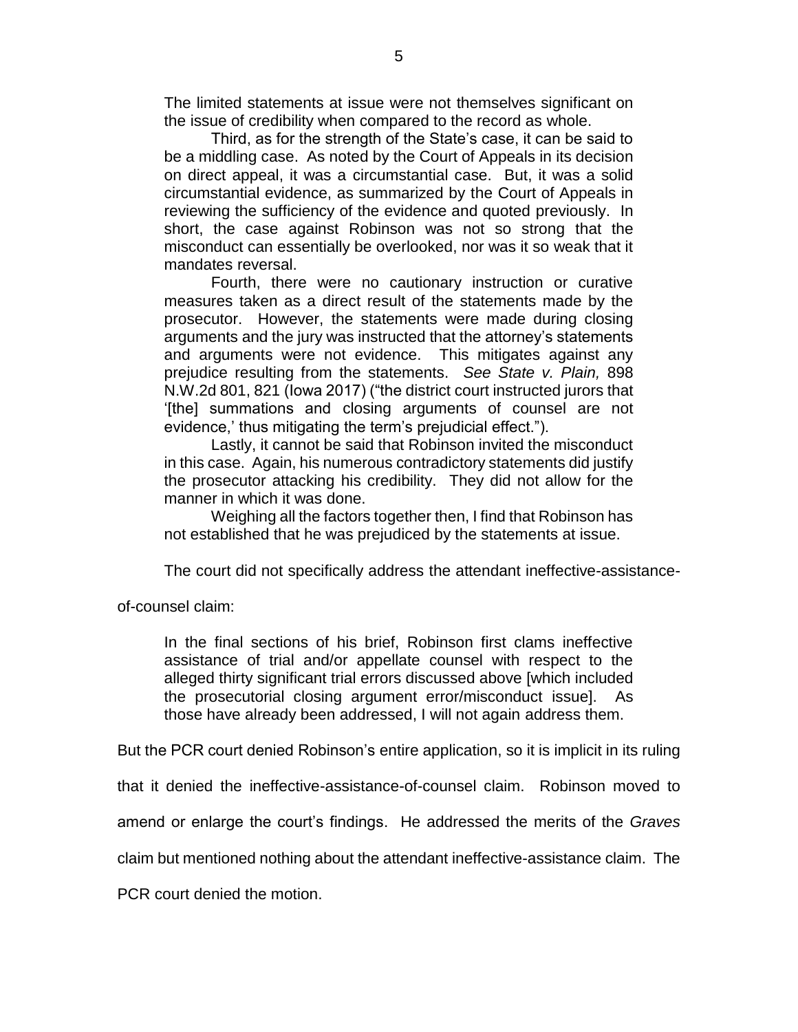> The limited statements at issue were not themselves significant on the issue of credibility when compared to the record as whole.
>
> Third, as for the strength of the State's case, it can be said to be a middling case. As noted by the Court of Appeals in its decision on direct appeal, it was a circumstantial case. But, it was a solid circumstantial evidence, as summarized by the Court of Appeals in reviewing the sufficiency of the evidence and quoted previously. In short, the case against Robinson was not so strong that the misconduct can essentially be overlooked, nor was it so weak that it mandates reversal.
>
> Fourth, there were no cautionary instruction or curative measures taken as a direct result of the statements made by the prosecutor. However, the statements were made during closing arguments and the jury was instructed that the attorney's statements and arguments were not evidence. This mitigates against any prejudice resulting from the statements. *See State v. Plain,* 898 N.W.2d 801, 821 (Iowa 2017) ("the district court instructed jurors that '[the] summations and closing arguments of counsel are not evidence,' thus mitigating the term's prejudicial effect.").
>
> Lastly, it cannot be said that Robinson invited the misconduct in this case. Again, his numerous contradictory statements did justify the prosecutor attacking his credibility. They did not allow for the manner in which it was done.
>
> Weighing all the factors together then, I find that Robinson has not established that he was prejudiced by the statements at issue.

The court did not specifically address the attendant ineffective-assistance-of-counsel claim:

> In the final sections of his brief, Robinson first clams ineffective assistance of trial and/or appellate counsel with respect to the alleged thirty significant trial errors discussed above [which included the prosecutorial closing argument error/misconduct issue]. As those have already been addressed, I will not again address them.

But the PCR court denied Robinson's entire application, so it is implicit in its ruling that it denied the ineffective-assistance-of-counsel claim. Robinson moved to amend or enlarge the court's findings. He addressed the merits of the *Graves* claim but mentioned nothing about the attendant ineffective-assistance claim. The PCR court denied the motion.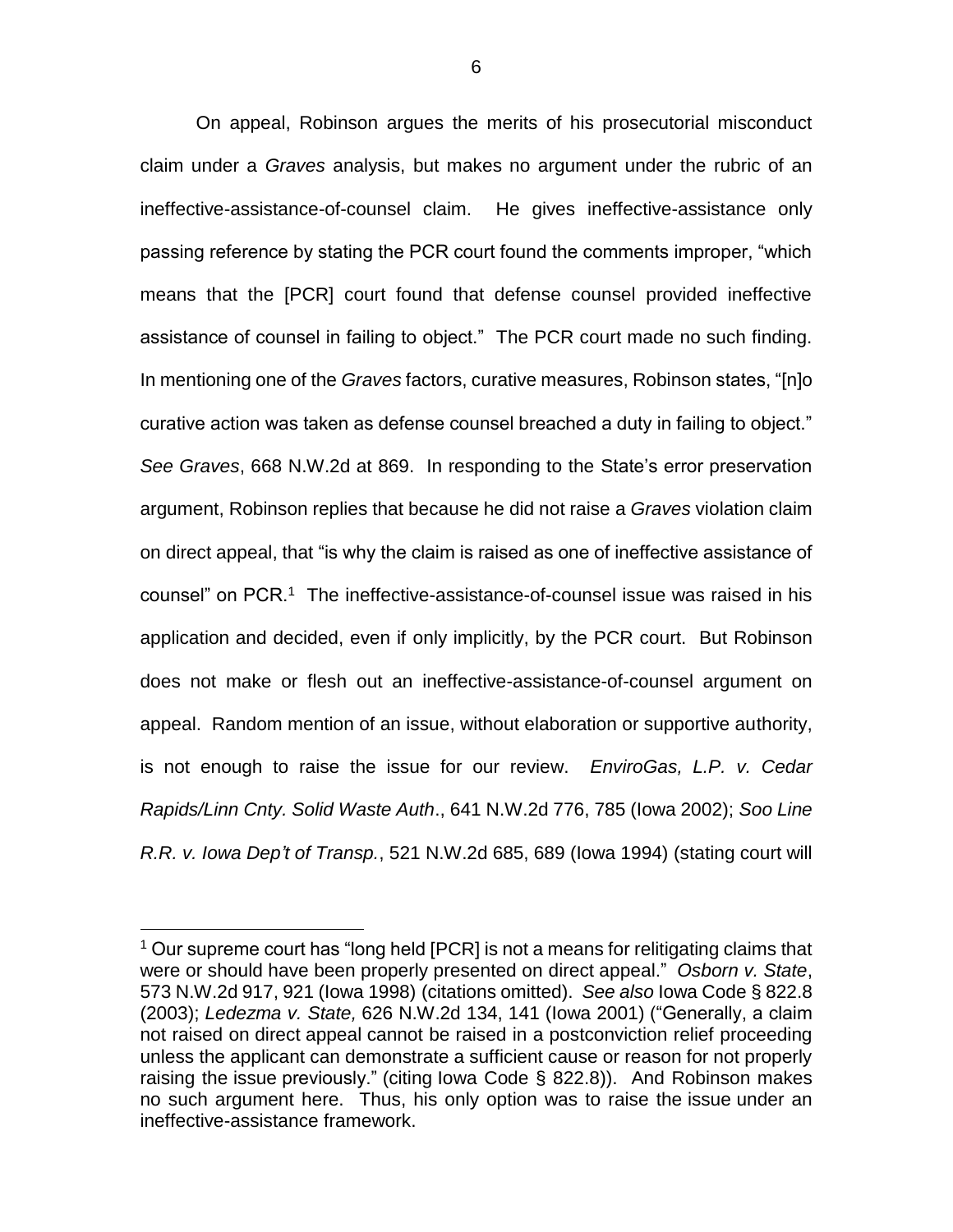On appeal, Robinson argues the merits of his prosecutorial misconduct claim under a *Graves* analysis, but makes no argument under the rubric of an ineffective-assistance-of-counsel claim. He gives ineffective-assistance only passing reference by stating the PCR court found the comments improper, "which means that the [PCR] court found that defense counsel provided ineffective assistance of counsel in failing to object." The PCR court made no such finding. In mentioning one of the *Graves* factors, curative measures, Robinson states, "[n]o curative action was taken as defense counsel breached a duty in failing to object." *See Graves*, 668 N.W.2d at 869. In responding to the State's error preservation argument, Robinson replies that because he did not raise a *Graves* violation claim on direct appeal, that "is why the claim is raised as one of ineffective assistance of counsel" on PCR.[1] The ineffective-assistance-of-counsel issue was raised in his application and decided, even if only implicitly, by the PCR court. But Robinson does not make or flesh out an ineffective-assistance-of-counsel argument on appeal. Random mention of an issue, without elaboration or supportive authority, is not enough to raise the issue for our review. *EnviroGas, L.P. v. Cedar Rapids/Linn Cnty. Solid Waste Auth*., 641 N.W.2d 776, 785 (Iowa 2002); *Soo Line R.R. v. Iowa Dep't of Transp.*, 521 N.W.2d 685, 689 (Iowa 1994) (stating court will

---

[1] Our supreme court has "long held [PCR] is not a means for relitigating claims that were or should have been properly presented on direct appeal." *Osborn v. State*, 573 N.W.2d 917, 921 (Iowa 1998) (citations omitted). *See also* Iowa Code § 822.8 (2003); *Ledezma v. State,* 626 N.W.2d 134, 141 (Iowa 2001) ("Generally, a claim not raised on direct appeal cannot be raised in a postconviction relief proceeding unless the applicant can demonstrate a sufficient cause or reason for not properly raising the issue previously." (citing Iowa Code § 822.8)). And Robinson makes no such argument here. Thus, his only option was to raise the issue under an ineffective-assistance framework.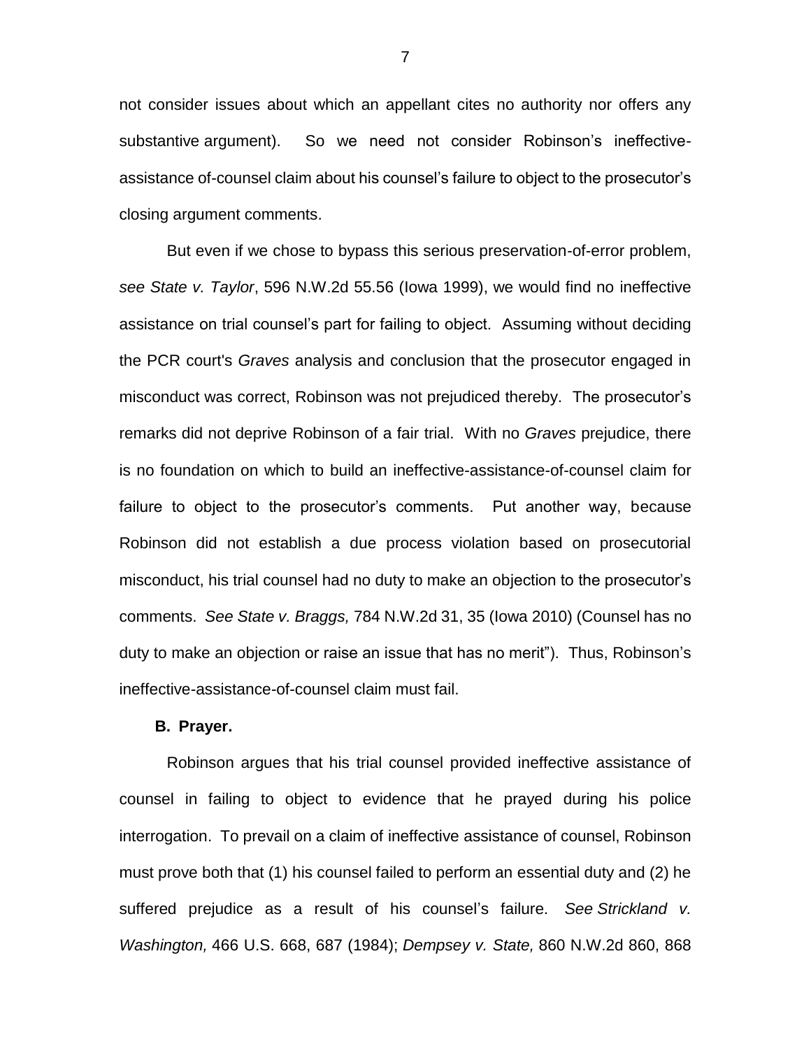not consider issues about which an appellant cites no authority nor offers any substantive argument). So we need not consider Robinson's ineffective-assistance of-counsel claim about his counsel's failure to object to the prosecutor's closing argument comments.

But even if we chose to bypass this serious preservation-of-error problem, *see State v. Taylor*, 596 N.W.2d 55.56 (Iowa 1999), we would find no ineffective assistance on trial counsel's part for failing to object. Assuming without deciding the PCR court's *Graves* analysis and conclusion that the prosecutor engaged in misconduct was correct, Robinson was not prejudiced thereby. The prosecutor's remarks did not deprive Robinson of a fair trial. With no *Graves* prejudice, there is no foundation on which to build an ineffective-assistance-of-counsel claim for failure to object to the prosecutor's comments. Put another way, because Robinson did not establish a due process violation based on prosecutorial misconduct, his trial counsel had no duty to make an objection to the prosecutor's comments. *See State v. Braggs,* 784 N.W.2d 31, 35 (Iowa 2010) (Counsel has no duty to make an objection or raise an issue that has no merit"). Thus, Robinson's ineffective-assistance-of-counsel claim must fail.

**B. Prayer.**

Robinson argues that his trial counsel provided ineffective assistance of counsel in failing to object to evidence that he prayed during his police interrogation. To prevail on a claim of ineffective assistance of counsel, Robinson must prove both that (1) his counsel failed to perform an essential duty and (2) he suffered prejudice as a result of his counsel's failure. *See Strickland v. Washington,* 466 U.S. 668, 687 (1984); *Dempsey v. State,* 860 N.W.2d 860, 868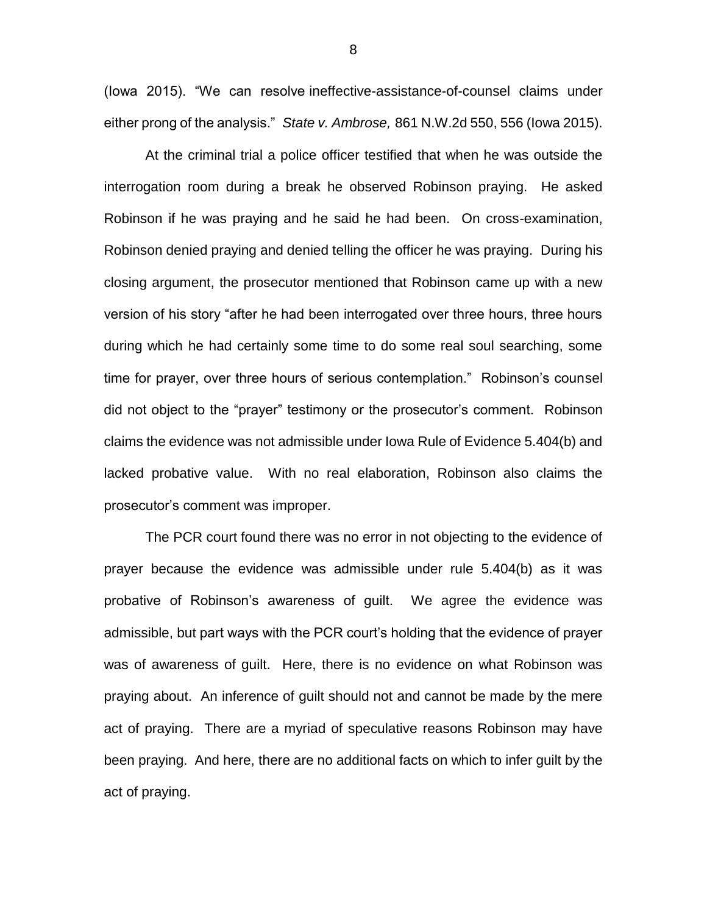(Iowa 2015). "We can resolve ineffective-assistance-of-counsel claims under either prong of the analysis." *State v. Ambrose,* 861 N.W.2d 550, 556 (Iowa 2015).

At the criminal trial a police officer testified that when he was outside the interrogation room during a break he observed Robinson praying. He asked Robinson if he was praying and he said he had been. On cross-examination, Robinson denied praying and denied telling the officer he was praying. During his closing argument, the prosecutor mentioned that Robinson came up with a new version of his story "after he had been interrogated over three hours, three hours during which he had certainly some time to do some real soul searching, some time for prayer, over three hours of serious contemplation." Robinson's counsel did not object to the "prayer" testimony or the prosecutor's comment. Robinson claims the evidence was not admissible under Iowa Rule of Evidence 5.404(b) and lacked probative value. With no real elaboration, Robinson also claims the prosecutor's comment was improper.

The PCR court found there was no error in not objecting to the evidence of prayer because the evidence was admissible under rule 5.404(b) as it was probative of Robinson's awareness of guilt. We agree the evidence was admissible, but part ways with the PCR court's holding that the evidence of prayer was of awareness of guilt. Here, there is no evidence on what Robinson was praying about. An inference of guilt should not and cannot be made by the mere act of praying. There are a myriad of speculative reasons Robinson may have been praying. And here, there are no additional facts on which to infer guilt by the act of praying.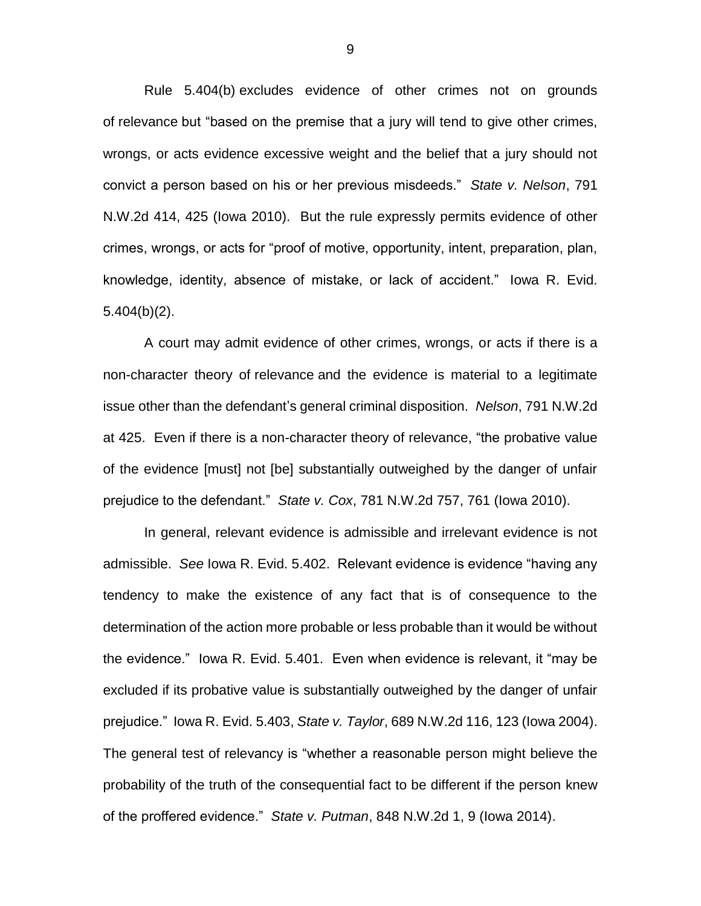Rule 5.404(b) excludes evidence of other crimes not on grounds of relevance but "based on the premise that a jury will tend to give other crimes, wrongs, or acts evidence excessive weight and the belief that a jury should not convict a person based on his or her previous misdeeds." *State v. Nelson*, 791 N.W.2d 414, 425 (Iowa 2010). But the rule expressly permits evidence of other crimes, wrongs, or acts for "proof of motive, opportunity, intent, preparation, plan, knowledge, identity, absence of mistake, or lack of accident." Iowa R. Evid. 5.404(b)(2).

A court may admit evidence of other crimes, wrongs, or acts if there is a non-character theory of relevance and the evidence is material to a legitimate issue other than the defendant's general criminal disposition. *Nelson*, 791 N.W.2d at 425. Even if there is a non-character theory of relevance, "the probative value of the evidence [must] not [be] substantially outweighed by the danger of unfair prejudice to the defendant." *State v. Cox*, 781 N.W.2d 757, 761 (Iowa 2010).

In general, relevant evidence is admissible and irrelevant evidence is not admissible. *See* Iowa R. Evid. 5.402. Relevant evidence is evidence "having any tendency to make the existence of any fact that is of consequence to the determination of the action more probable or less probable than it would be without the evidence." Iowa R. Evid. 5.401. Even when evidence is relevant, it "may be excluded if its probative value is substantially outweighed by the danger of unfair prejudice." Iowa R. Evid. 5.403, *State v. Taylor*, 689 N.W.2d 116, 123 (Iowa 2004). The general test of relevancy is "whether a reasonable person might believe the probability of the truth of the consequential fact to be different if the person knew of the proffered evidence." *State v. Putman*, 848 N.W.2d 1, 9 (Iowa 2014).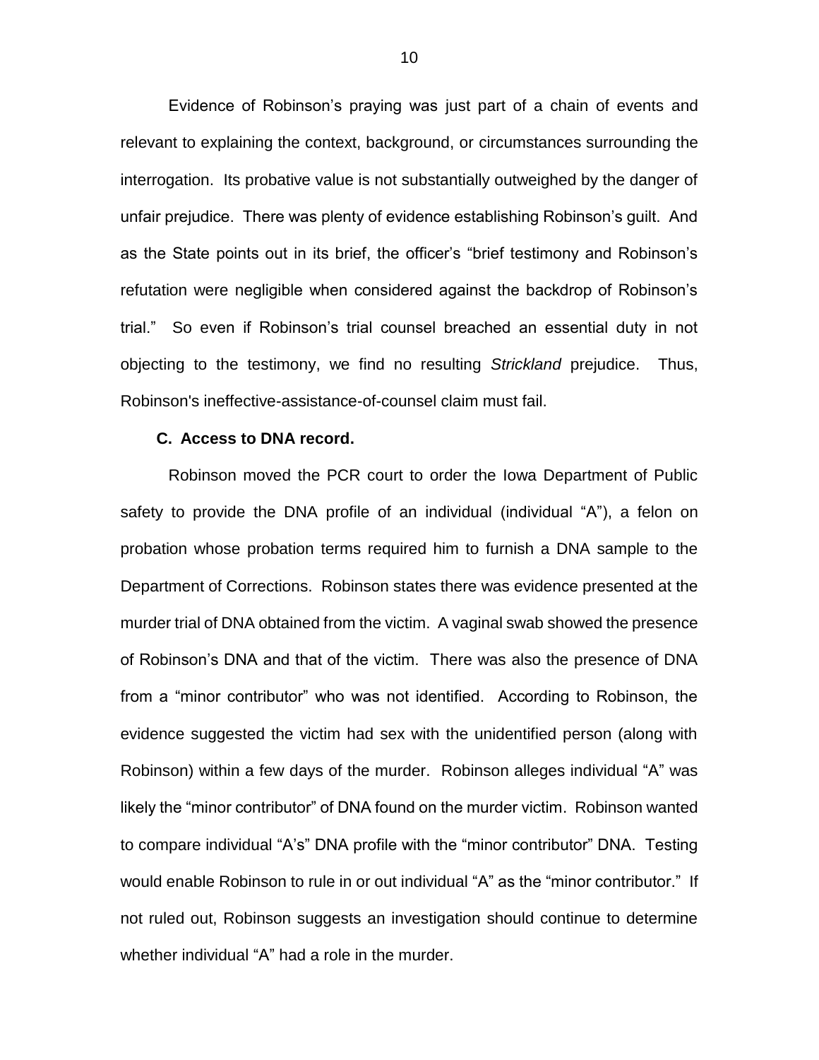Evidence of Robinson's praying was just part of a chain of events and relevant to explaining the context, background, or circumstances surrounding the interrogation. Its probative value is not substantially outweighed by the danger of unfair prejudice. There was plenty of evidence establishing Robinson's guilt. And as the State points out in its brief, the officer's "brief testimony and Robinson's refutation were negligible when considered against the backdrop of Robinson's trial." So even if Robinson's trial counsel breached an essential duty in not objecting to the testimony, we find no resulting *Strickland* prejudice. Thus, Robinson's ineffective-assistance-of-counsel claim must fail.

**C. Access to DNA record.**

Robinson moved the PCR court to order the Iowa Department of Public safety to provide the DNA profile of an individual (individual "A"), a felon on probation whose probation terms required him to furnish a DNA sample to the Department of Corrections. Robinson states there was evidence presented at the murder trial of DNA obtained from the victim. A vaginal swab showed the presence of Robinson's DNA and that of the victim. There was also the presence of DNA from a "minor contributor" who was not identified. According to Robinson, the evidence suggested the victim had sex with the unidentified person (along with Robinson) within a few days of the murder. Robinson alleges individual "A" was likely the "minor contributor" of DNA found on the murder victim. Robinson wanted to compare individual "A's" DNA profile with the "minor contributor" DNA. Testing would enable Robinson to rule in or out individual "A" as the "minor contributor." If not ruled out, Robinson suggests an investigation should continue to determine whether individual "A" had a role in the murder.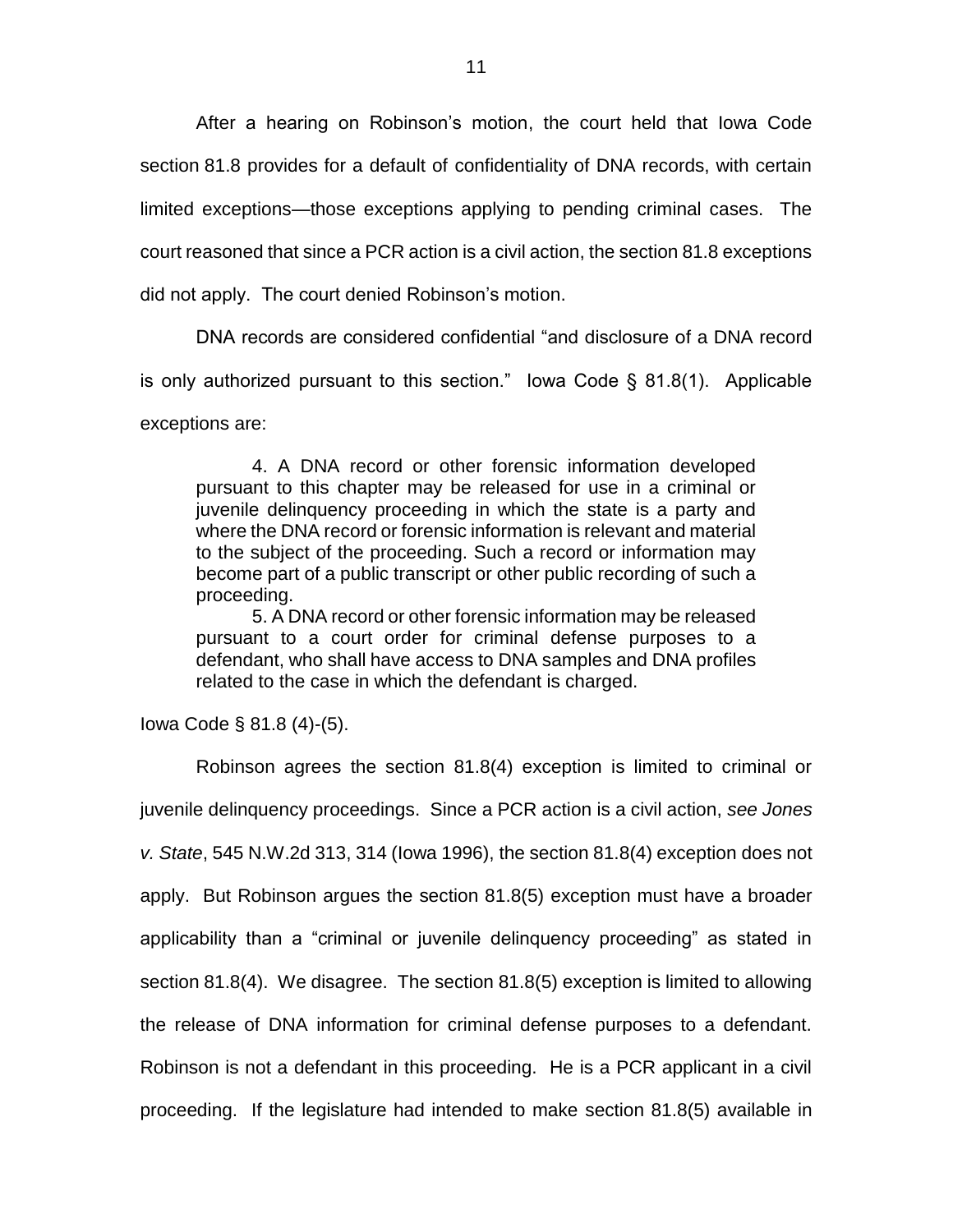After a hearing on Robinson's motion, the court held that Iowa Code section 81.8 provides for a default of confidentiality of DNA records, with certain limited exceptions—those exceptions applying to pending criminal cases. The court reasoned that since a PCR action is a civil action, the section 81.8 exceptions did not apply. The court denied Robinson's motion.

DNA records are considered confidential "and disclosure of a DNA record is only authorized pursuant to this section." Iowa Code § 81.8(1). Applicable exceptions are:

> 4. A DNA record or other forensic information developed pursuant to this chapter may be released for use in a criminal or juvenile delinquency proceeding in which the state is a party and where the DNA record or forensic information is relevant and material to the subject of the proceeding. Such a record or information may become part of a public transcript or other public recording of such a proceeding.
>
> 5. A DNA record or other forensic information may be released pursuant to a court order for criminal defense purposes to a defendant, who shall have access to DNA samples and DNA profiles related to the case in which the defendant is charged.

Iowa Code § 81.8 (4)-(5).

Robinson agrees the section 81.8(4) exception is limited to criminal or juvenile delinquency proceedings. Since a PCR action is a civil action, *see Jones v. State*, 545 N.W.2d 313, 314 (Iowa 1996), the section 81.8(4) exception does not apply. But Robinson argues the section 81.8(5) exception must have a broader applicability than a "criminal or juvenile delinquency proceeding" as stated in section 81.8(4). We disagree. The section 81.8(5) exception is limited to allowing the release of DNA information for criminal defense purposes to a defendant. Robinson is not a defendant in this proceeding. He is a PCR applicant in a civil proceeding. If the legislature had intended to make section 81.8(5) available in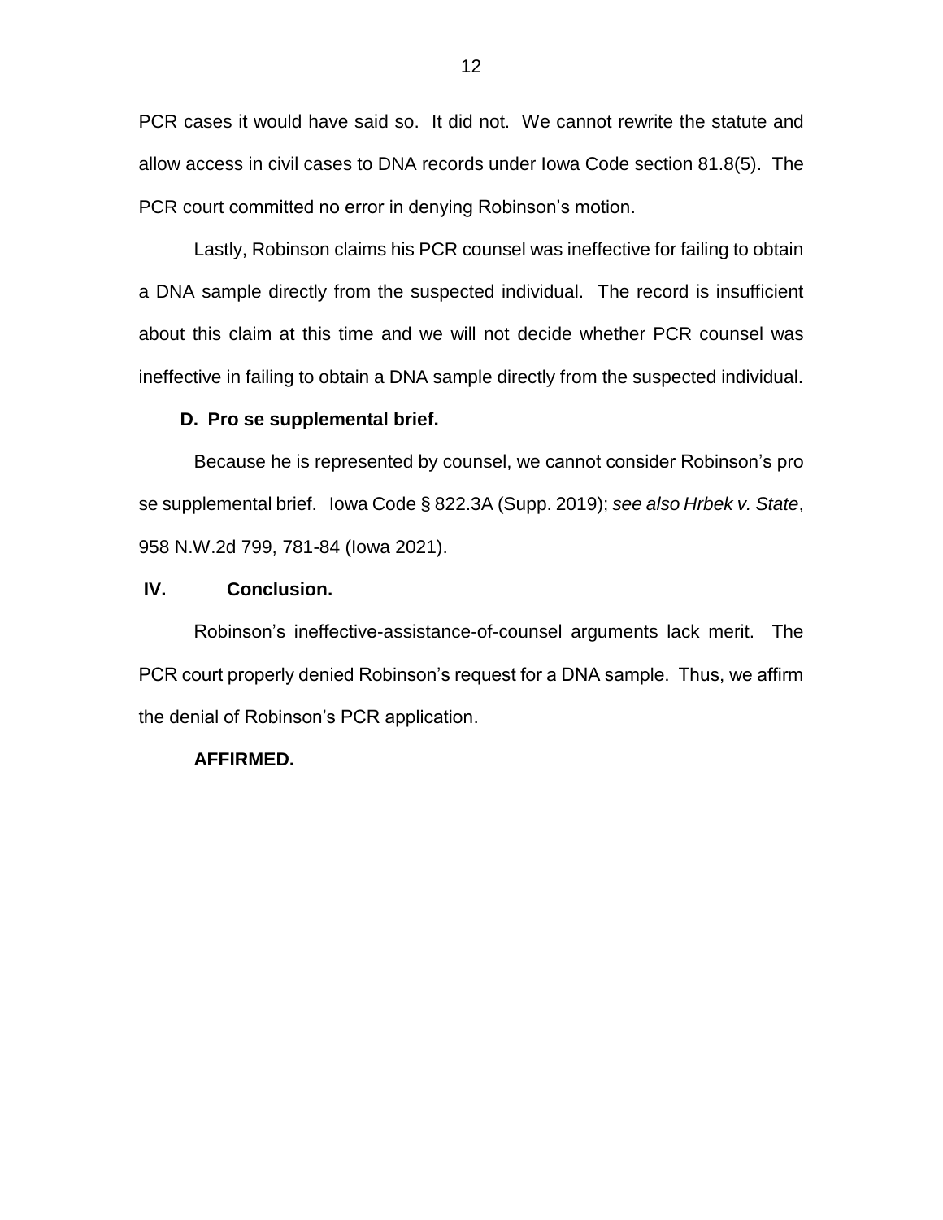PCR cases it would have said so. It did not. We cannot rewrite the statute and allow access in civil cases to DNA records under Iowa Code section 81.8(5). The PCR court committed no error in denying Robinson's motion.

Lastly, Robinson claims his PCR counsel was ineffective for failing to obtain a DNA sample directly from the suspected individual. The record is insufficient about this claim at this time and we will not decide whether PCR counsel was ineffective in failing to obtain a DNA sample directly from the suspected individual.

### D. Pro se supplemental brief.

Because he is represented by counsel, we cannot consider Robinson's pro se supplemental brief. Iowa Code § 822.3A (Supp. 2019); *see also Hrbek v. State*, 958 N.W.2d 799, 781-84 (Iowa 2021).

## IV. Conclusion.

Robinson's ineffective-assistance-of-counsel arguments lack merit. The PCR court properly denied Robinson's request for a DNA sample. Thus, we affirm the denial of Robinson's PCR application.

**AFFIRMED.**